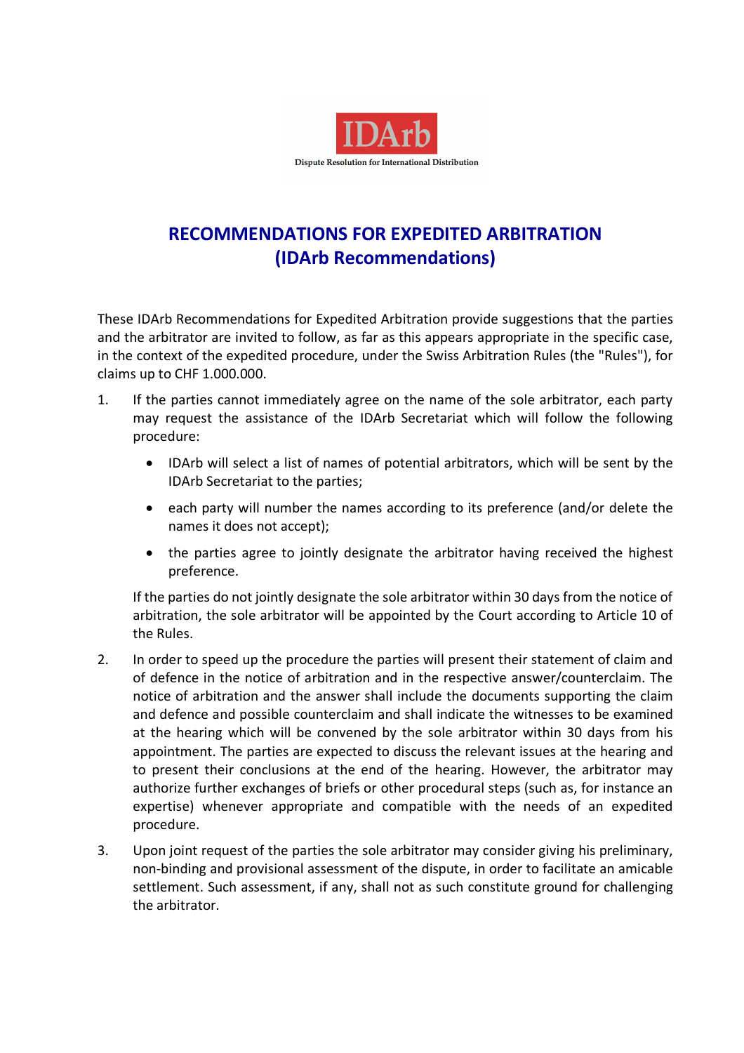IDArb

Dispute Resolution for International Distribution

# RECOMMENDATIONS FOR EXPEDITED ARBITRATION (IDArb Recommendations)

These IDArb Recommendations for Expedited Arbitration provide suggestions that the parties and the arbitrator are invited to follow, as far as this appears appropriate in the specific case, in the context of the expedited procedure, under the Swiss Arbitration Rules (the "Rules"), for claims up to CHF 1.000.000.

1. If the parties cannot immediately agree on the name of the sole arbitrator, each party may request the assistance of the IDArb Secretariat which will follow the following procedure:

   - IDArb will select a list of names of potential arbitrators, which will be sent by the IDArb Secretariat to the parties;
   - each party will number the names according to its preference (and/or delete the names it does not accept);
   - the parties agree to jointly designate the arbitrator having received the highest preference.

   If the parties do not jointly designate the sole arbitrator within 30 days from the notice of arbitration, the sole arbitrator will be appointed by the Court according to Article 10 of the Rules.

2. In order to speed up the procedure the parties will present their statement of claim and of defence in the notice of arbitration and in the respective answer/counterclaim. The notice of arbitration and the answer shall include the documents supporting the claim and defence and possible counterclaim and shall indicate the witnesses to be examined at the hearing which will be convened by the sole arbitrator within 30 days from his appointment. The parties are expected to discuss the relevant issues at the hearing and to present their conclusions at the end of the hearing. However, the arbitrator may authorize further exchanges of briefs or other procedural steps (such as, for instance an expertise) whenever appropriate and compatible with the needs of an expedited procedure.

3. Upon joint request of the parties the sole arbitrator may consider giving his preliminary, non-binding and provisional assessment of the dispute, in order to facilitate an amicable settlement. Such assessment, if any, shall not as such constitute ground for challenging the arbitrator.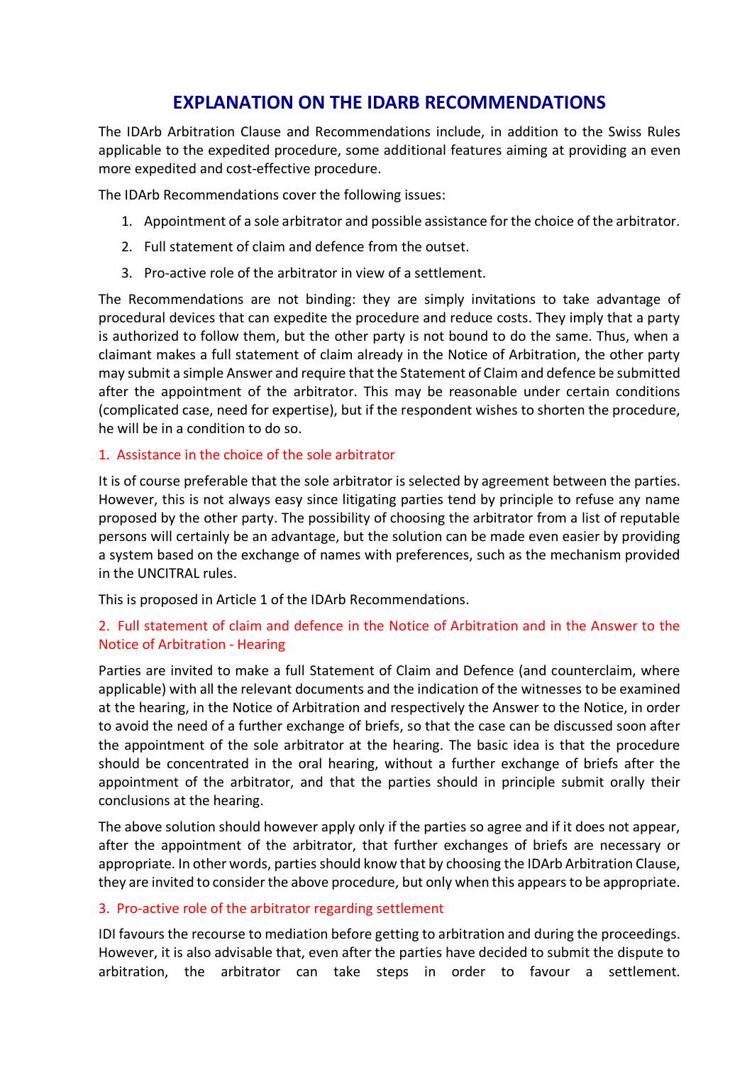# EXPLANATION ON THE IDARB RECOMMENDATIONS

The IDArb Arbitration Clause and Recommendations include, in addition to the Swiss Rules applicable to the expedited procedure, some additional features aiming at providing an even more expedited and cost-effective procedure.

The IDArb Recommendations cover the following issues:

1. Appointment of a sole arbitrator and possible assistance for the choice of the arbitrator.
2. Full statement of claim and defence from the outset.
3. Pro-active role of the arbitrator in view of a settlement.

The Recommendations are not binding: they are simply invitations to take advantage of procedural devices that can expedite the procedure and reduce costs. They imply that a party is authorized to follow them, but the other party is not bound to do the same. Thus, when a claimant makes a full statement of claim already in the Notice of Arbitration, the other party may submit a simple Answer and require that the Statement of Claim and defence be submitted after the appointment of the arbitrator. This may be reasonable under certain conditions (complicated case, need for expertise), but if the respondent wishes to shorten the procedure, he will be in a condition to do so.

## 1. Assistance in the choice of the sole arbitrator

It is of course preferable that the sole arbitrator is selected by agreement between the parties. However, this is not always easy since litigating parties tend by principle to refuse any name proposed by the other party. The possibility of choosing the arbitrator from a list of reputable persons will certainly be an advantage, but the solution can be made even easier by providing a system based on the exchange of names with preferences, such as the mechanism provided in the UNCITRAL rules.

This is proposed in Article 1 of the IDArb Recommendations.

## 2. Full statement of claim and defence in the Notice of Arbitration and in the Answer to the Notice of Arbitration - Hearing

Parties are invited to make a full Statement of Claim and Defence (and counterclaim, where applicable) with all the relevant documents and the indication of the witnesses to be examined at the hearing, in the Notice of Arbitration and respectively the Answer to the Notice, in order to avoid the need of a further exchange of briefs, so that the case can be discussed soon after the appointment of the sole arbitrator at the hearing. The basic idea is that the procedure should be concentrated in the oral hearing, without a further exchange of briefs after the appointment of the arbitrator, and that the parties should in principle submit orally their conclusions at the hearing.

The above solution should however apply only if the parties so agree and if it does not appear, after the appointment of the arbitrator, that further exchanges of briefs are necessary or appropriate. In other words, parties should know that by choosing the IDArb Arbitration Clause, they are invited to consider the above procedure, but only when this appears to be appropriate.

## 3. Pro-active role of the arbitrator regarding settlement

IDI favours the recourse to mediation before getting to arbitration and during the proceedings. However, it is also advisable that, even after the parties have decided to submit the dispute to arbitration, the arbitrator can take steps in order to favour a settlement.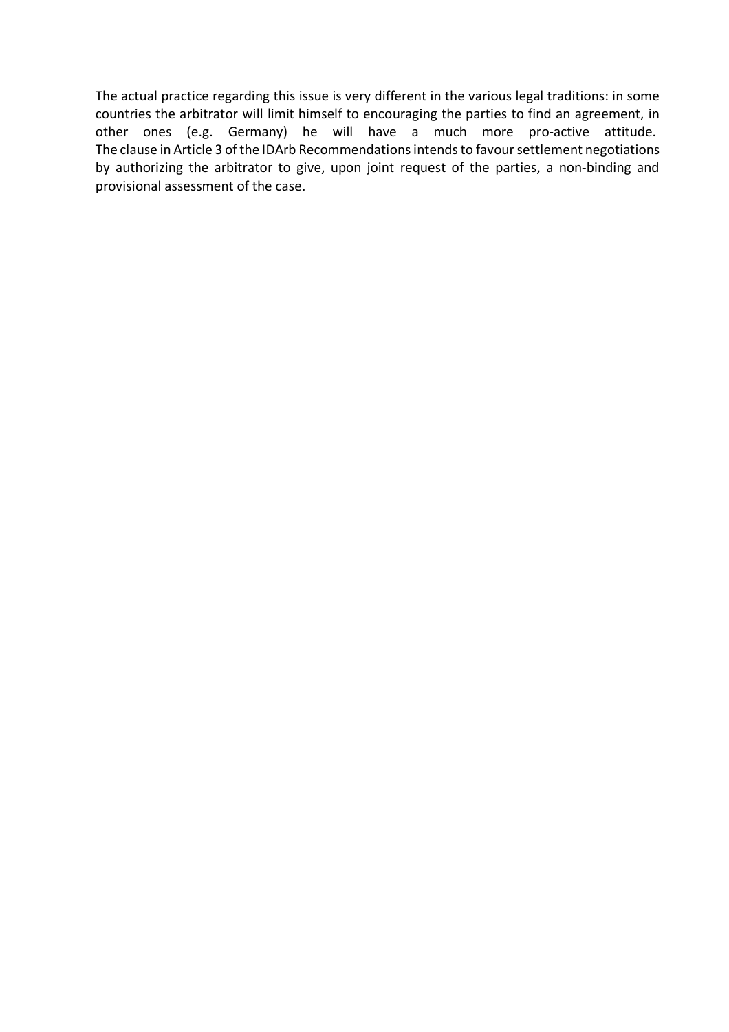The actual practice regarding this issue is very different in the various legal traditions: in some countries the arbitrator will limit himself to encouraging the parties to find an agreement, in other ones (e.g. Germany) he will have a much more pro-active attitude. The clause in Article 3 of the IDArb Recommendations intends to favour settlement negotiations by authorizing the arbitrator to give, upon joint request of the parties, a non-binding and provisional assessment of the case.